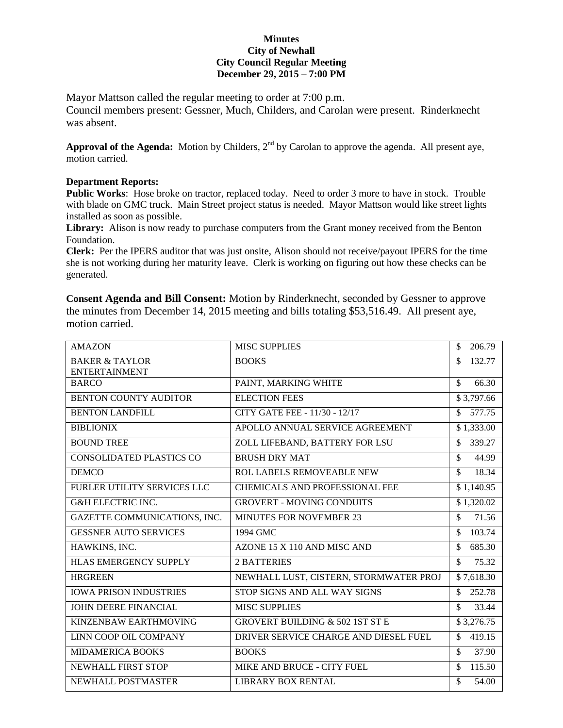**Minutes**
**City of Newhall**
**City Council Regular Meeting**
**December 29, 2015 – 7:00 PM**

Mayor Mattson called the regular meeting to order at 7:00 p.m.
Council members present: Gessner, Much, Childers, and Carolan were present. Rinderknecht was absent.

**Approval of the Agenda:** Motion by Childers, 2nd by Carolan to approve the agenda. All present aye, motion carried.

**Department Reports:**

**Public Works**: Hose broke on tractor, replaced today. Need to order 3 more to have in stock. Trouble with blade on GMC truck. Main Street project status is needed. Mayor Mattson would like street lights installed as soon as possible.

**Library:** Alison is now ready to purchase computers from the Grant money received from the Benton Foundation.

**Clerk:** Per the IPERS auditor that was just onsite, Alison should not receive/payout IPERS for the time she is not working during her maturity leave. Clerk is working on figuring out how these checks can be generated.

**Consent Agenda and Bill Consent:** Motion by Rinderknecht, seconded by Gessner to approve the minutes from December 14, 2015 meeting and bills totaling $53,516.49. All present aye, motion carried.

| | | |
|---|---|---|
| AMAZON | MISC SUPPLIES | $ 206.79 |
| BAKER & TAYLOR ENTERTAINMENT | BOOKS | $ 132.77 |
| BARCO | PAINT, MARKING WHITE | $ 66.30 |
| BENTON COUNTY AUDITOR | ELECTION FEES | $ 3,797.66 |
| BENTON LANDFILL | CITY GATE FEE - 11/30 - 12/17 | $ 577.75 |
| BIBLIONIX | APOLLO ANNUAL SERVICE AGREEMENT | $ 1,333.00 |
| BOUND TREE | ZOLL LIFEBAND, BATTERY FOR LSU | $ 339.27 |
| CONSOLIDATED PLASTICS CO | BRUSH DRY MAT | $ 44.99 |
| DEMCO | ROL LABELS REMOVEABLE NEW | $ 18.34 |
| FURLER UTILITY SERVICES LLC | CHEMICALS AND PROFESSIONAL FEE | $ 1,140.95 |
| G&H ELECTRIC INC. | GROVERT - MOVING CONDUITS | $ 1,320.02 |
| GAZETTE COMMUNICATIONS, INC. | MINUTES FOR NOVEMBER 23 | $ 71.56 |
| GESSNER AUTO SERVICES | 1994 GMC | $ 103.74 |
| HAWKINS, INC. | AZONE 15 X 110 AND MISC AND | $ 685.30 |
| HLAS EMERGENCY SUPPLY | 2 BATTERIES | $ 75.32 |
| HRGREEN | NEWHALL LUST, CISTERN, STORMWATER PROJ | $ 7,618.30 |
| IOWA PRISON INDUSTRIES | STOP SIGNS AND ALL WAY SIGNS | $ 252.78 |
| JOHN DEERE FINANCIAL | MISC SUPPLIES | $ 33.44 |
| KINZENBAW EARTHMOVING | GROVERT BUILDING & 502 1ST ST E | $ 3,276.75 |
| LINN COOP OIL COMPANY | DRIVER SERVICE CHARGE AND DIESEL FUEL | $ 419.15 |
| MIDAMERICA BOOKS | BOOKS | $ 37.90 |
| NEWHALL FIRST STOP | MIKE AND BRUCE - CITY FUEL | $ 115.50 |
| NEWHALL POSTMASTER | LIBRARY BOX RENTAL | $ 54.00 |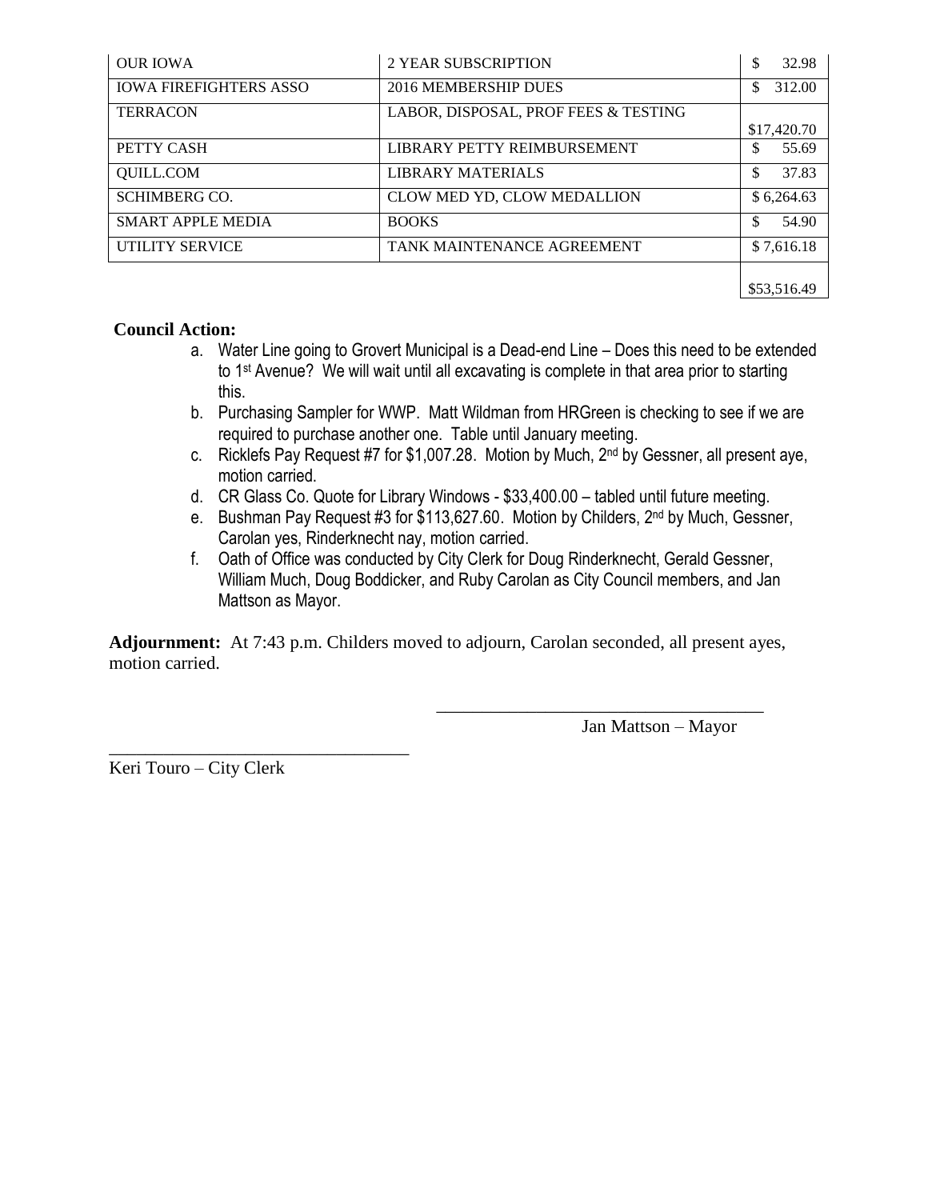| | | |
|---|---|---|
| OUR IOWA | 2 YEAR SUBSCRIPTION | $ 32.98 |
| IOWA FIREFIGHTERS ASSO | 2016 MEMBERSHIP DUES | $ 312.00 |
| TERRACON | LABOR, DISPOSAL, PROF FEES & TESTING | $17,420.70 |
| PETTY CASH | LIBRARY PETTY REIMBURSEMENT | $ 55.69 |
| QUILL.COM | LIBRARY MATERIALS | $ 37.83 |
| SCHIMBERG CO. | CLOW MED YD, CLOW MEDALLION | $ 6,264.63 |
| SMART APPLE MEDIA | BOOKS | $ 54.90 |
| UTILITY SERVICE | TANK MAINTENANCE AGREEMENT | $ 7,616.18 |
| | | $53,516.49 |

**Council Action:**

a. Water Line going to Grovert Municipal is a Dead-end Line – Does this need to be extended to 1st Avenue? We will wait until all excavating is complete in that area prior to starting this.
b. Purchasing Sampler for WWP. Matt Wildman from HRGreen is checking to see if we are required to purchase another one. Table until January meeting.
c. Ricklefs Pay Request #7 for $1,007.28. Motion by Much, 2nd by Gessner, all present aye, motion carried.
d. CR Glass Co. Quote for Library Windows - $33,400.00 – tabled until future meeting.
e. Bushman Pay Request #3 for $113,627.60. Motion by Childers, 2nd by Much, Gessner, Carolan yes, Rinderknecht nay, motion carried.
f. Oath of Office was conducted by City Clerk for Doug Rinderknecht, Gerald Gessner, William Much, Doug Boddicker, and Ruby Carolan as City Council members, and Jan Mattson as Mayor.

**Adjournment:** At 7:43 p.m. Childers moved to adjourn, Carolan seconded, all present ayes, motion carried.

\_\_\_\_\_\_\_\_\_\_\_\_\_\_\_\_\_\_\_\_\_\_\_\_\_\_\_\_\_\_\_\_\_\_\_\_
Jan Mattson – Mayor

\_\_\_\_\_\_\_\_\_\_\_\_\_\_\_\_\_\_\_\_\_\_\_\_\_\_\_\_\_\_\_\_\_\_\_\_
Keri Touro – City Clerk